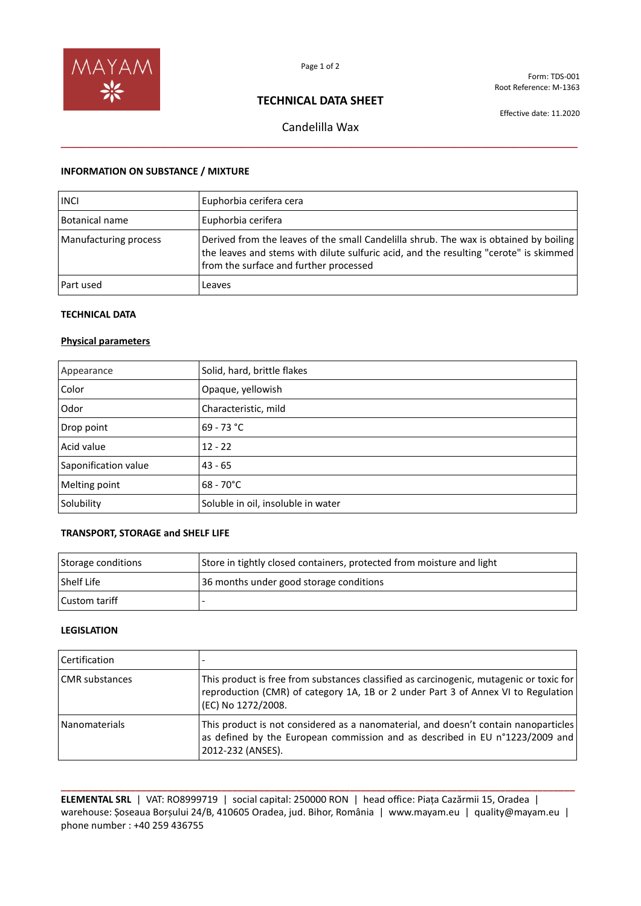Form: TDS-001
Root Reference: M-1363

Effective date: 11.2020

# TECHNICAL DATA SHEET

## Candelilla Wax

### INFORMATION ON SUBSTANCE / MIXTURE

| | |
|---|---|
| INCI | Euphorbia cerifera cera |
| Botanical name | Euphorbia cerifera |
| Manufacturing process | Derived from the leaves of the small Candelilla shrub. The wax is obtained by boiling the leaves and stems with dilute sulfuric acid, and the resulting "cerote" is skimmed from the surface and further processed |
| Part used | Leaves |

### TECHNICAL DATA

**Physical parameters**

| | |
|---|---|
| Appearance | Solid, hard, brittle flakes |
| Color | Opaque, yellowish |
| Odor | Characteristic, mild |
| Drop point | 69 - 73 °C |
| Acid value | 12 - 22 |
| Saponification value | 43 - 65 |
| Melting point | 68 - 70°C |
| Solubility | Soluble in oil, insoluble in water |

### TRANSPORT, STORAGE and SHELF LIFE

| | |
|---|---|
| Storage conditions | Store in tightly closed containers, protected from moisture and light |
| Shelf Life | 36 months under good storage conditions |
| Custom tariff | - |

### LEGISLATION

| | |
|---|---|
| Certification | - |
| CMR substances | This product is free from substances classified as carcinogenic, mutagenic or toxic for reproduction (CMR) of category 1A, 1B or 2 under Part 3 of Annex VI to Regulation (EC) No 1272/2008. |
| Nanomaterials | This product is not considered as a nanomaterial, and doesn't contain nanoparticles as defined by the European commission and as described in EU n°1223/2009 and 2012-232 (ANSES). |

**ELEMENTAL SRL** | VAT: RO8999719 | social capital: 250000 RON | head office: Piața Cazărmii 15, Oradea | warehouse: Șoseaua Borșului 24/B, 410605 Oradea, jud. Bihor, România | www.mayam.eu | quality@mayam.eu | phone number : +40 259 436755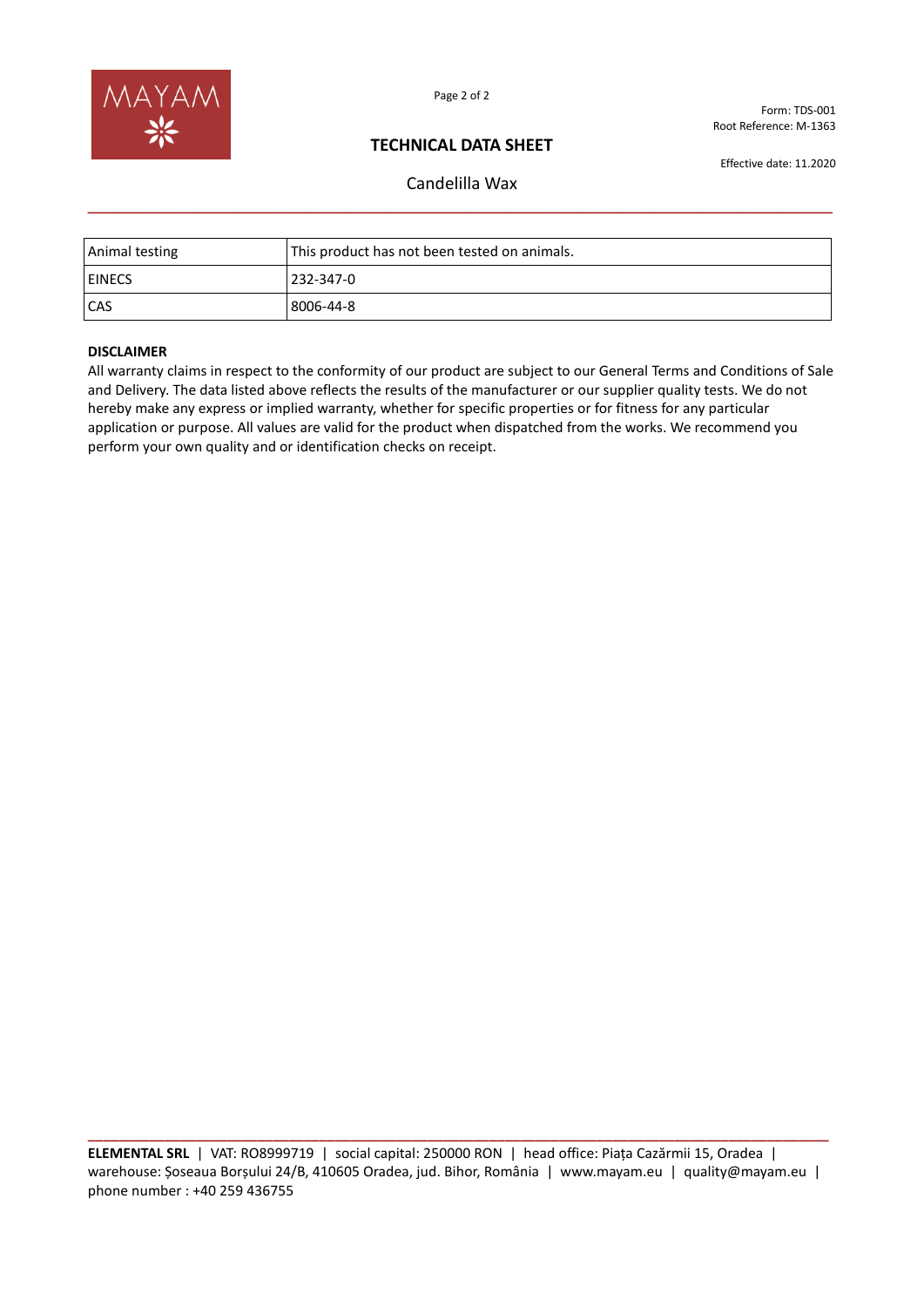| | |
|---|---|
| Animal testing | This product has not been tested on animals. |
| EINECS | 232-347-0 |
| CAS | 8006-44-8 |

**DISCLAIMER**

All warranty claims in respect to the conformity of our product are subject to our General Terms and Conditions of Sale and Delivery. The data listed above reflects the results of the manufacturer or our supplier quality tests. We do not hereby make any express or implied warranty, whether for specific properties or for fitness for any particular application or purpose. All values are valid for the product when dispatched from the works. We recommend you perform your own quality and or identification checks on receipt.